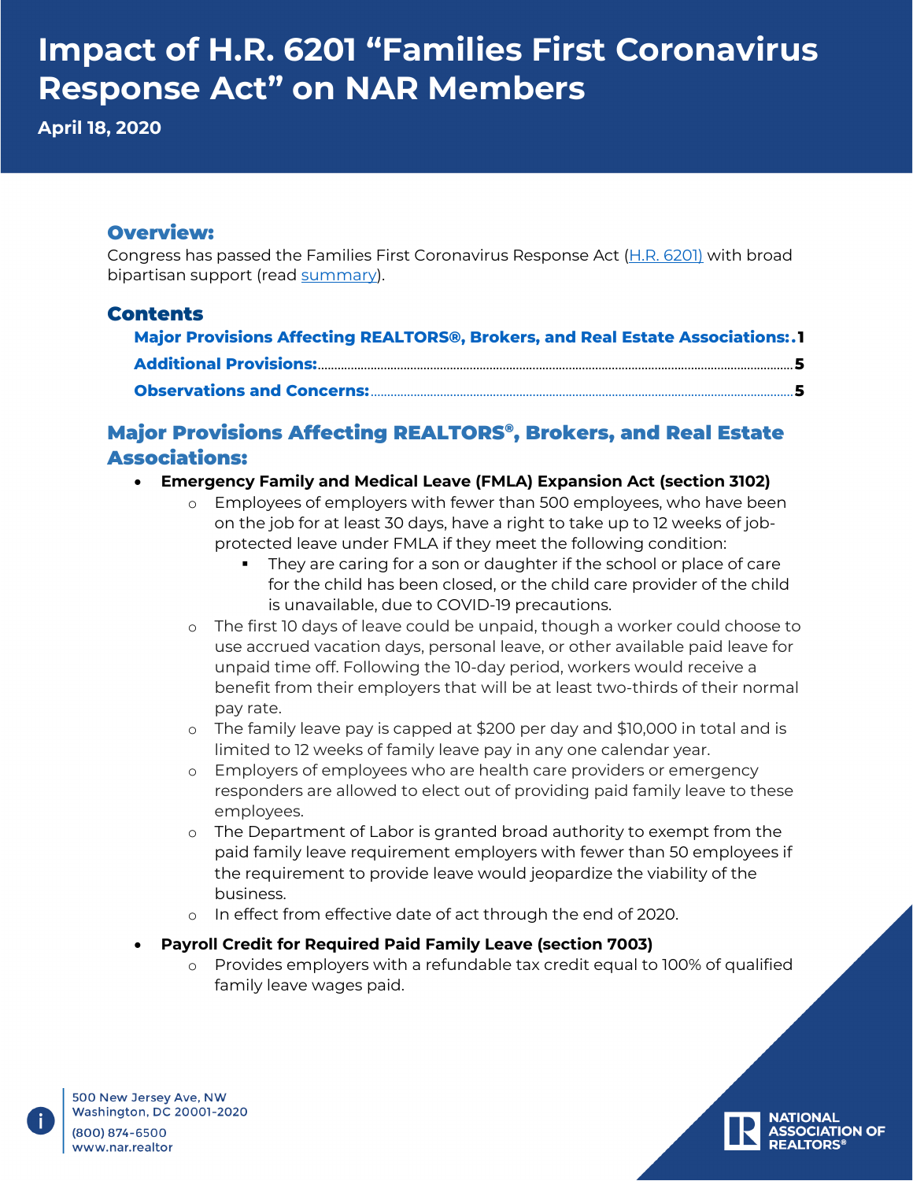# Impact of H.R. 6201 "Families First Coronavirus Response Act" on NAR Members

**April 18, 2020**

## Overview:

Congress has passed the Families First Coronavirus Response Act (H.R. 6201) with broad bipartisan support (read summary).

## Contents

- **Major Provisions Affecting REALTORS®, Brokers, and Real Estate Associations:** 1
- **Additional Provisions:** 5
- **Observations and Concerns:** 5

## Major Provisions Affecting REALTORS®, Brokers, and Real Estate Associations:

- **Emergency Family and Medical Leave (FMLA) Expansion Act (section 3102)**
  - Employees of employers with fewer than 500 employees, who have been on the job for at least 30 days, have a right to take up to 12 weeks of job-protected leave under FMLA if they meet the following condition:
    - They are caring for a son or daughter if the school or place of care for the child has been closed, or the child care provider of the child is unavailable, due to COVID-19 precautions.
  - The first 10 days of leave could be unpaid, though a worker could choose to use accrued vacation days, personal leave, or other available paid leave for unpaid time off. Following the 10-day period, workers would receive a benefit from their employers that will be at least two-thirds of their normal pay rate.
  - The family leave pay is capped at $200 per day and $10,000 in total and is limited to 12 weeks of family leave pay in any one calendar year.
  - Employers of employees who are health care providers or emergency responders are allowed to elect out of providing paid family leave to these employees.
  - The Department of Labor is granted broad authority to exempt from the paid family leave requirement employers with fewer than 50 employees if the requirement to provide leave would jeopardize the viability of the business.
  - In effect from effective date of act through the end of 2020.
- **Payroll Credit for Required Paid Family Leave (section 7003)**
  - Provides employers with a refundable tax credit equal to 100% of qualified family leave wages paid.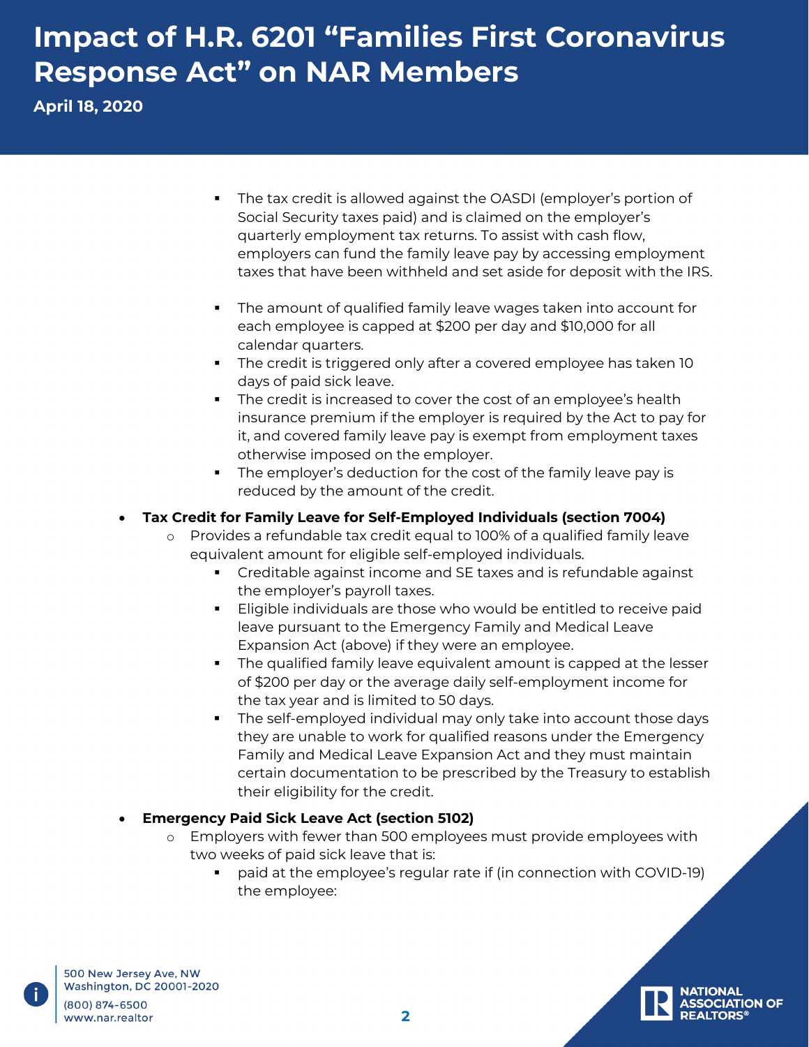- The tax credit is allowed against the OASDI (employer's portion of Social Security taxes paid) and is claimed on the employer's quarterly employment tax returns. To assist with cash flow, employers can fund the family leave pay by accessing employment taxes that have been withheld and set aside for deposit with the IRS.
- The amount of qualified family leave wages taken into account for each employee is capped at $200 per day and $10,000 for all calendar quarters.
- The credit is triggered only after a covered employee has taken 10 days of paid sick leave.
- The credit is increased to cover the cost of an employee's health insurance premium if the employer is required by the Act to pay for it, and covered family leave pay is exempt from employment taxes otherwise imposed on the employer.
- The employer's deduction for the cost of the family leave pay is reduced by the amount of the credit.

- **Tax Credit for Family Leave for Self-Employed Individuals (section 7004)**
  - Provides a refundable tax credit equal to 100% of a qualified family leave equivalent amount for eligible self-employed individuals.
    - Creditable against income and SE taxes and is refundable against the employer's payroll taxes.
    - Eligible individuals are those who would be entitled to receive paid leave pursuant to the Emergency Family and Medical Leave Expansion Act (above) if they were an employee.
    - The qualified family leave equivalent amount is capped at the lesser of $200 per day or the average daily self-employment income for the tax year and is limited to 50 days.
    - The self-employed individual may only take into account those days they are unable to work for qualified reasons under the Emergency Family and Medical Leave Expansion Act and they must maintain certain documentation to be prescribed by the Treasury to establish their eligibility for the credit.
- **Emergency Paid Sick Leave Act (section 5102)**
  - Employers with fewer than 500 employees must provide employees with two weeks of paid sick leave that is:
    - paid at the employee's regular rate if (in connection with COVID-19) the employee: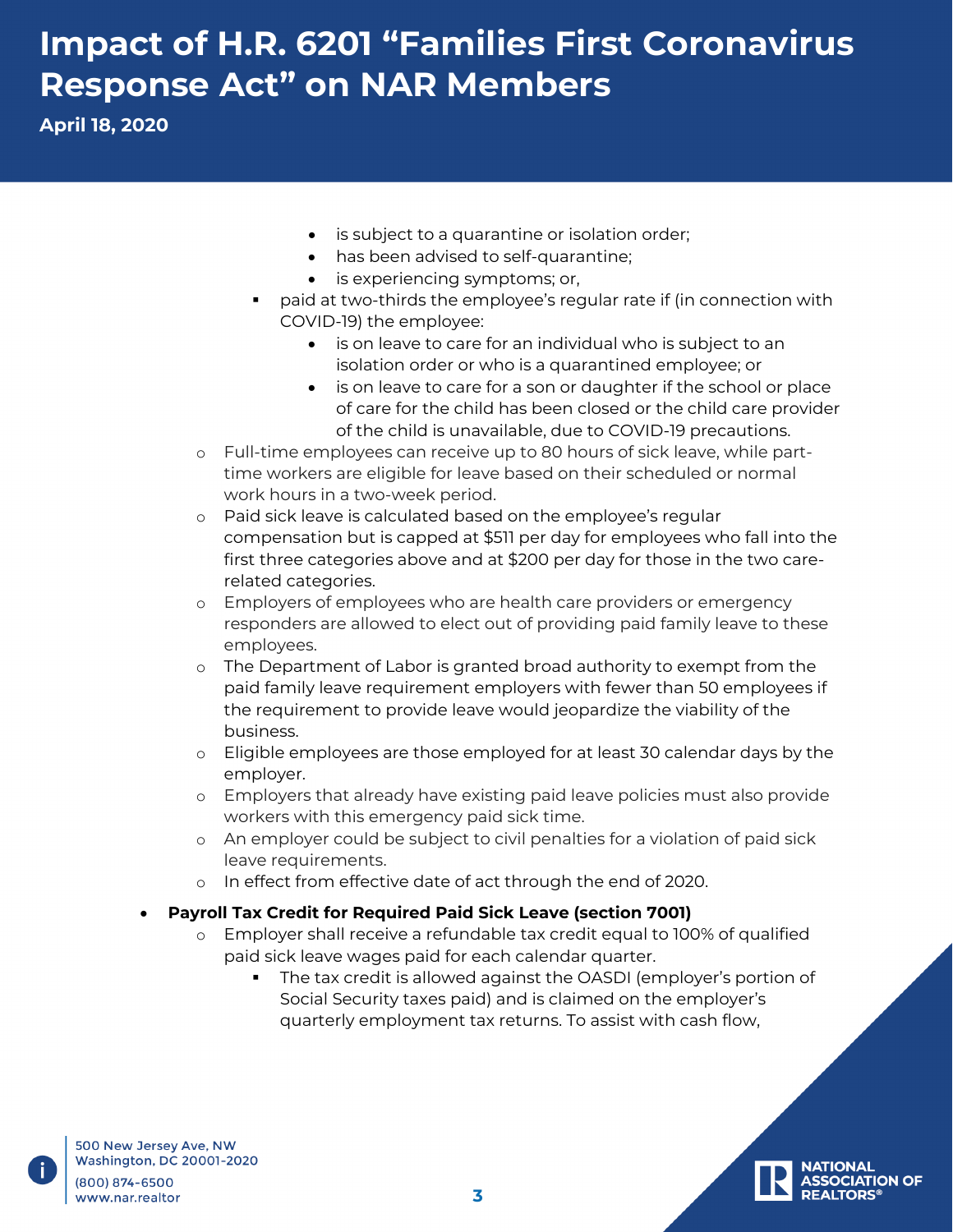- is subject to a quarantine or isolation order;
        - has been advised to self-quarantine;
        - is experiencing symptoms; or,
      - paid at two-thirds the employee's regular rate if (in connection with COVID-19) the employee:
        - is on leave to care for an individual who is subject to an isolation order or who is a quarantined employee; or
        - is on leave to care for a son or daughter if the school or place of care for the child has been closed or the child care provider of the child is unavailable, due to COVID-19 precautions.
    - Full-time employees can receive up to 80 hours of sick leave, while part-time workers are eligible for leave based on their scheduled or normal work hours in a two-week period.
    - Paid sick leave is calculated based on the employee's regular compensation but is capped at $511 per day for employees who fall into the first three categories above and at $200 per day for those in the two care-related categories.
    - Employers of employees who are health care providers or emergency responders are allowed to elect out of providing paid family leave to these employees.
    - The Department of Labor is granted broad authority to exempt from the paid family leave requirement employers with fewer than 50 employees if the requirement to provide leave would jeopardize the viability of the business.
    - Eligible employees are those employed for at least 30 calendar days by the employer.
    - Employers that already have existing paid leave policies must also provide workers with this emergency paid sick time.
    - An employer could be subject to civil penalties for a violation of paid sick leave requirements.
    - In effect from effective date of act through the end of 2020.

- **Payroll Tax Credit for Required Paid Sick Leave (section 7001)**
    - Employer shall receive a refundable tax credit equal to 100% of qualified paid sick leave wages paid for each calendar quarter.
      - The tax credit is allowed against the OASDI (employer's portion of Social Security taxes paid) and is claimed on the employer's quarterly employment tax returns. To assist with cash flow,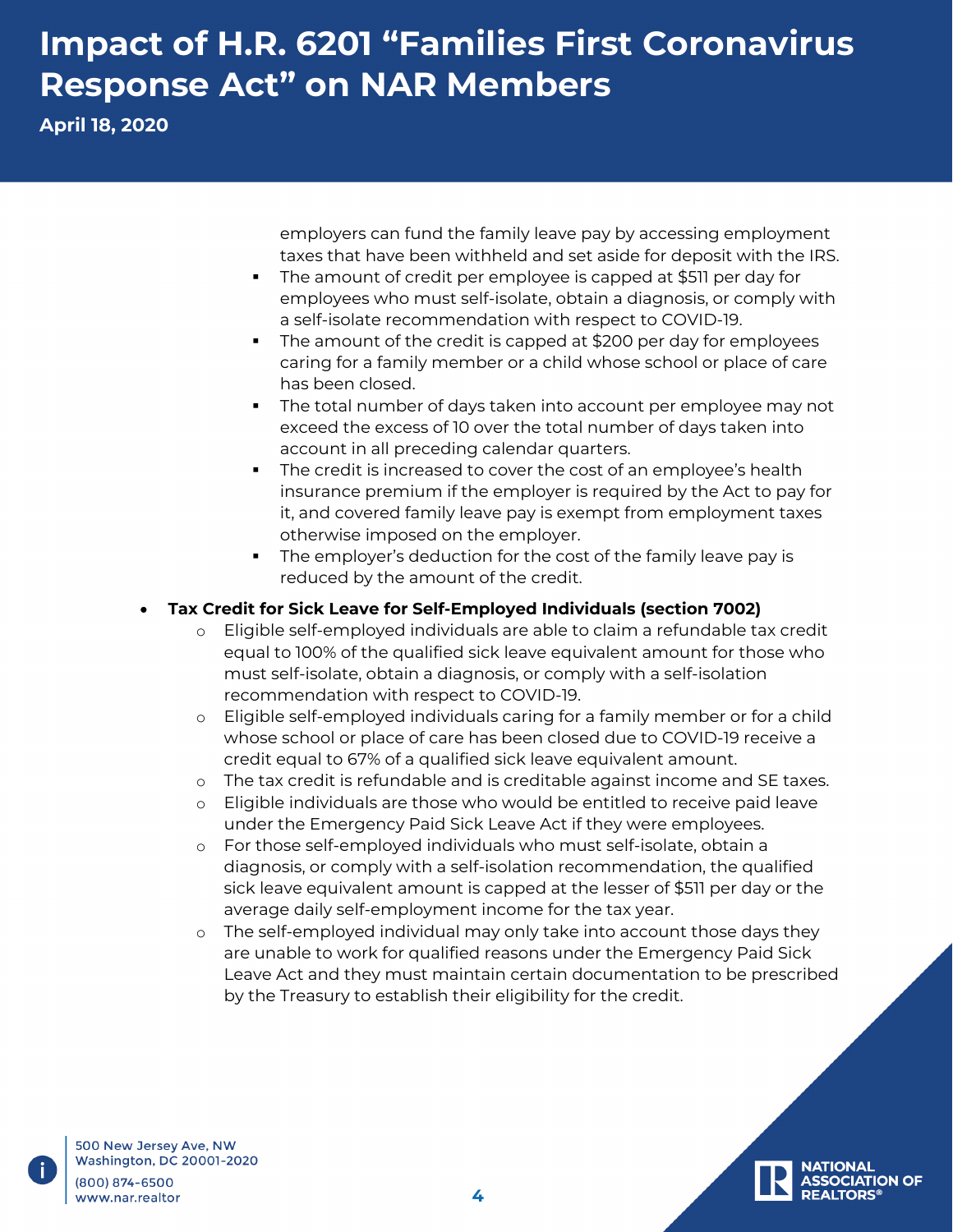employers can fund the family leave pay by accessing employment taxes that have been withheld and set aside for deposit with the IRS.

  - The amount of credit per employee is capped at $511 per day for employees who must self-isolate, obtain a diagnosis, or comply with a self-isolate recommendation with respect to COVID-19.
  - The amount of the credit is capped at $200 per day for employees caring for a family member or a child whose school or place of care has been closed.
  - The total number of days taken into account per employee may not exceed the excess of 10 over the total number of days taken into account in all preceding calendar quarters.
  - The credit is increased to cover the cost of an employee's health insurance premium if the employer is required by the Act to pay for it, and covered family leave pay is exempt from employment taxes otherwise imposed on the employer.
  - The employer's deduction for the cost of the family leave pay is reduced by the amount of the credit.

- **Tax Credit for Sick Leave for Self-Employed Individuals (section 7002)**
  - Eligible self-employed individuals are able to claim a refundable tax credit equal to 100% of the qualified sick leave equivalent amount for those who must self-isolate, obtain a diagnosis, or comply with a self-isolation recommendation with respect to COVID-19.
  - Eligible self-employed individuals caring for a family member or for a child whose school or place of care has been closed due to COVID-19 receive a credit equal to 67% of a qualified sick leave equivalent amount.
  - The tax credit is refundable and is creditable against income and SE taxes.
  - Eligible individuals are those who would be entitled to receive paid leave under the Emergency Paid Sick Leave Act if they were employees.
  - For those self-employed individuals who must self-isolate, obtain a diagnosis, or comply with a self-isolation recommendation, the qualified sick leave equivalent amount is capped at the lesser of $511 per day or the average daily self-employment income for the tax year.
  - The self-employed individual may only take into account those days they are unable to work for qualified reasons under the Emergency Paid Sick Leave Act and they must maintain certain documentation to be prescribed by the Treasury to establish their eligibility for the credit.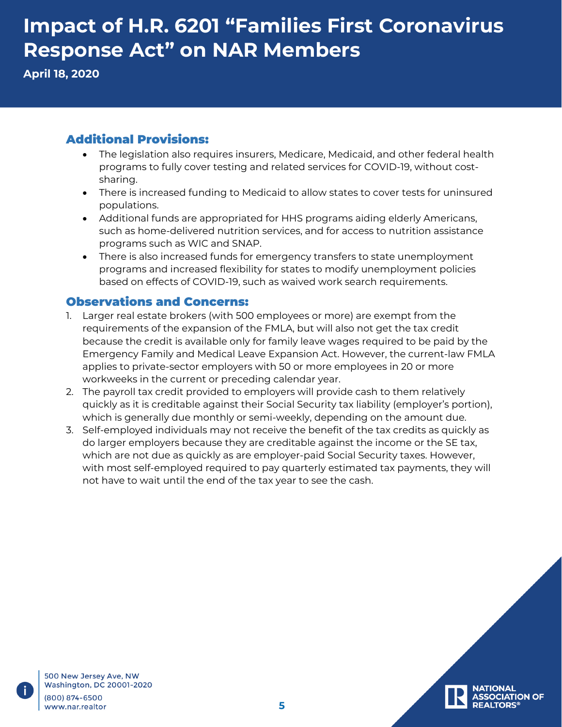## Additional Provisions:

- The legislation also requires insurers, Medicare, Medicaid, and other federal health programs to fully cover testing and related services for COVID-19, without cost-sharing.
- There is increased funding to Medicaid to allow states to cover tests for uninsured populations.
- Additional funds are appropriated for HHS programs aiding elderly Americans, such as home-delivered nutrition services, and for access to nutrition assistance programs such as WIC and SNAP.
- There is also increased funds for emergency transfers to state unemployment programs and increased flexibility for states to modify unemployment policies based on effects of COVID-19, such as waived work search requirements.

## Observations and Concerns:

1. Larger real estate brokers (with 500 employees or more) are exempt from the requirements of the expansion of the FMLA, but will also not get the tax credit because the credit is available only for family leave wages required to be paid by the Emergency Family and Medical Leave Expansion Act. However, the current-law FMLA applies to private-sector employers with 50 or more employees in 20 or more workweeks in the current or preceding calendar year.
2. The payroll tax credit provided to employers will provide cash to them relatively quickly as it is creditable against their Social Security tax liability (employer's portion), which is generally due monthly or semi-weekly, depending on the amount due.
3. Self-employed individuals may not receive the benefit of the tax credits as quickly as do larger employers because they are creditable against the income or the SE tax, which are not due as quickly as are employer-paid Social Security taxes. However, with most self-employed required to pay quarterly estimated tax payments, they will not have to wait until the end of the tax year to see the cash.

500 New Jersey Ave, NW
Washington, DC 20001-2020
(800) 874-6500
www.nar.realtor